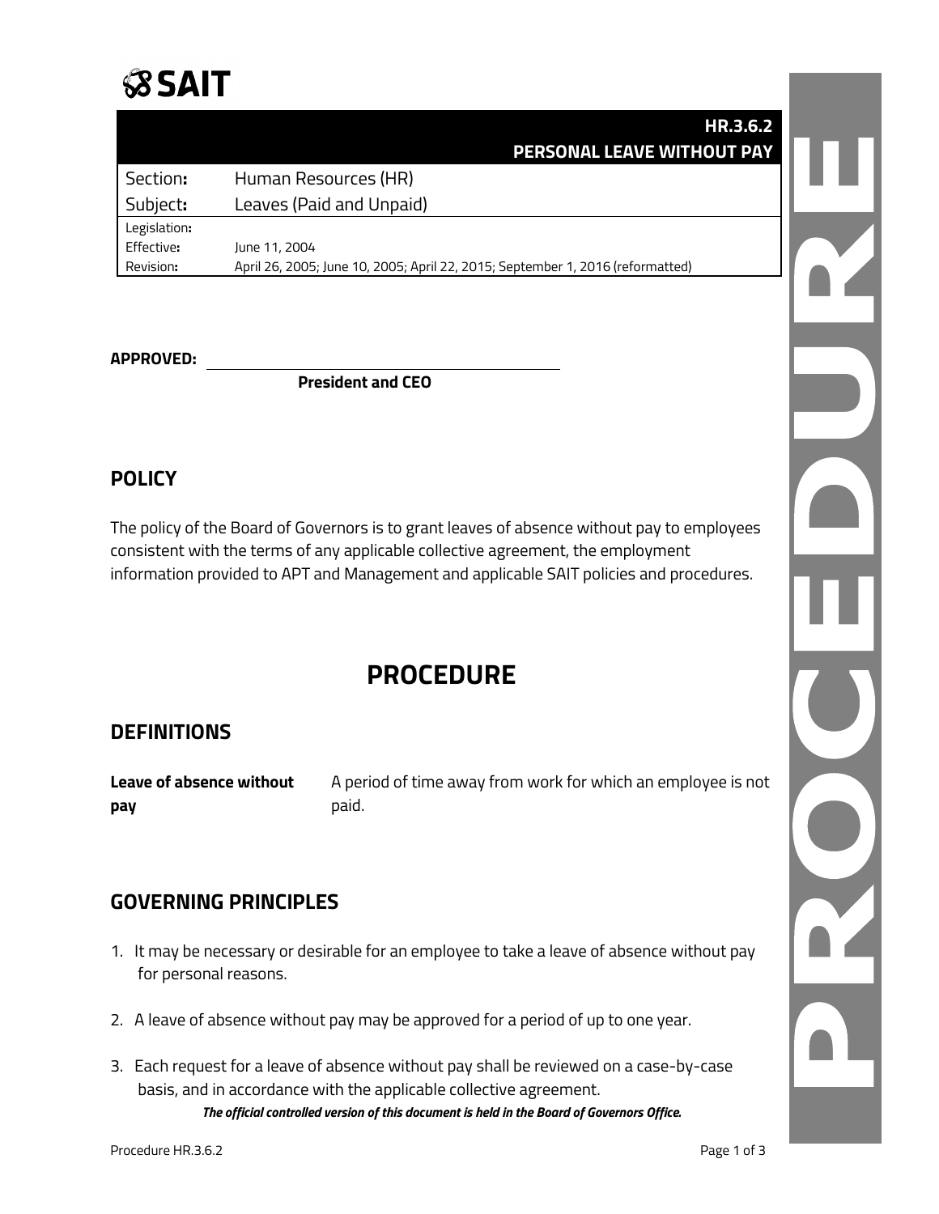SAIT

# HR.3.6.2 PERSONAL LEAVE WITHOUT PAY

| Section: | Human Resources (HR) |
|---|---|
| Subject: | Leaves (Paid and Unpaid) |
| Legislation: | |
| Effective: | June 11, 2004 |
| Revision: | April 26, 2005; June 10, 2005; April 22, 2015; September 1, 2016 (reformatted) |

**APPROVED:** ______________________________

**President and CEO**

## POLICY

The policy of the Board of Governors is to grant leaves of absence without pay to employees consistent with the terms of any applicable collective agreement, the employment information provided to APT and Management and applicable SAIT policies and procedures.

# PROCEDURE

## DEFINITIONS

| | |
|---|---|
| **Leave of absence without pay** | A period of time away from work for which an employee is not paid. |

## GOVERNING PRINCIPLES

1. It may be necessary or desirable for an employee to take a leave of absence without pay for personal reasons.
2. A leave of absence without pay may be approved for a period of up to one year.
3. Each request for a leave of absence without pay shall be reviewed on a case-by-case basis, and in accordance with the applicable collective agreement.

***The official controlled version of this document is held in the Board of Governors Office.***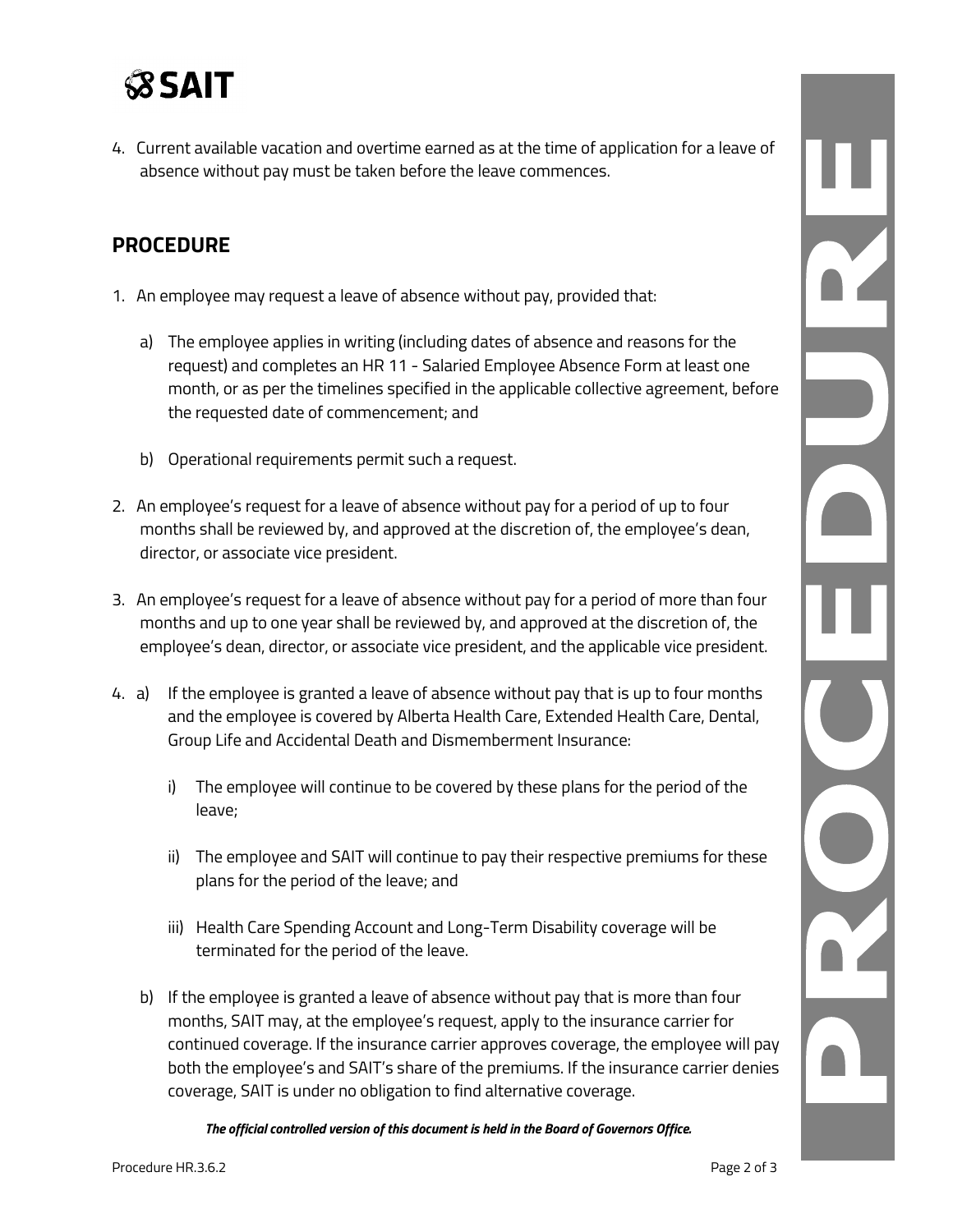4. Current available vacation and overtime earned as at the time of application for a leave of absence without pay must be taken before the leave commences.

## PROCEDURE

1. An employee may request a leave of absence without pay, provided that:

    a) The employee applies in writing (including dates of absence and reasons for the request) and completes an HR 11 - Salaried Employee Absence Form at least one month, or as per the timelines specified in the applicable collective agreement, before the requested date of commencement; and

    b) Operational requirements permit such a request.

2. An employee's request for a leave of absence without pay for a period of up to four months shall be reviewed by, and approved at the discretion of, the employee's dean, director, or associate vice president.

3. An employee's request for a leave of absence without pay for a period of more than four months and up to one year shall be reviewed by, and approved at the discretion of, the employee's dean, director, or associate vice president, and the applicable vice president.

4. a) If the employee is granted a leave of absence without pay that is up to four months and the employee is covered by Alberta Health Care, Extended Health Care, Dental, Group Life and Accidental Death and Dismemberment Insurance:

    i) The employee will continue to be covered by these plans for the period of the leave;

    ii) The employee and SAIT will continue to pay their respective premiums for these plans for the period of the leave; and

    iii) Health Care Spending Account and Long-Term Disability coverage will be terminated for the period of the leave.

    b) If the employee is granted a leave of absence without pay that is more than four months, SAIT may, at the employee's request, apply to the insurance carrier for continued coverage. If the insurance carrier approves coverage, the employee will pay both the employee's and SAIT's share of the premiums. If the insurance carrier denies coverage, SAIT is under no obligation to find alternative coverage.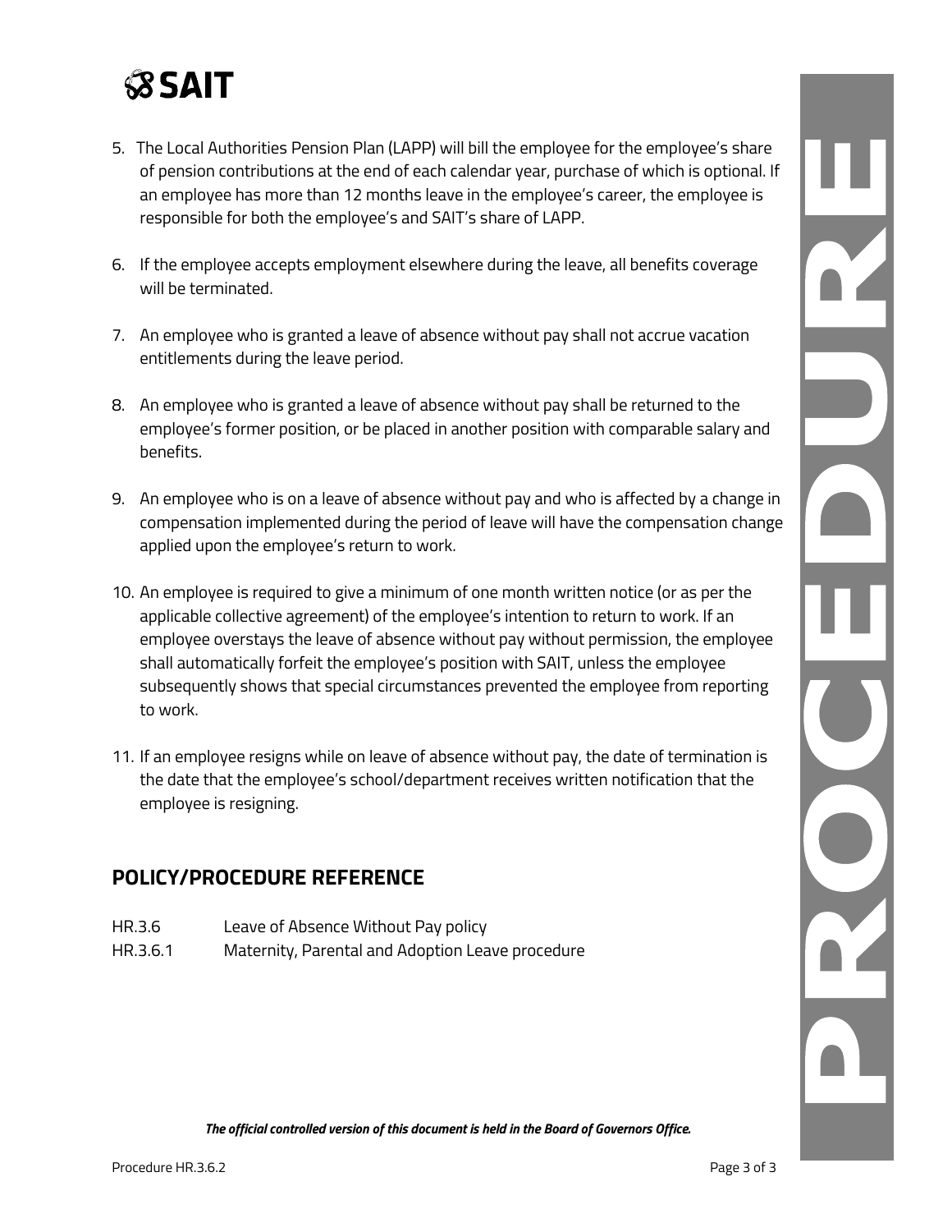5. The Local Authorities Pension Plan (LAPP) will bill the employee for the employee's share of pension contributions at the end of each calendar year, purchase of which is optional. If an employee has more than 12 months leave in the employee's career, the employee is responsible for both the employee's and SAIT's share of LAPP.

6. If the employee accepts employment elsewhere during the leave, all benefits coverage will be terminated.

7. An employee who is granted a leave of absence without pay shall not accrue vacation entitlements during the leave period.

8. An employee who is granted a leave of absence without pay shall be returned to the employee's former position, or be placed in another position with comparable salary and benefits.

9. An employee who is on a leave of absence without pay and who is affected by a change in compensation implemented during the period of leave will have the compensation change applied upon the employee's return to work.

10. An employee is required to give a minimum of one month written notice (or as per the applicable collective agreement) of the employee's intention to return to work. If an employee overstays the leave of absence without pay without permission, the employee shall automatically forfeit the employee's position with SAIT, unless the employee subsequently shows that special circumstances prevented the employee from reporting to work.

11. If an employee resigns while on leave of absence without pay, the date of termination is the date that the employee's school/department receives written notification that the employee is resigning.

## POLICY/PROCEDURE REFERENCE

| | |
|---|---|
| HR.3.6 | Leave of Absence Without Pay policy |
| HR.3.6.1 | Maternity, Parental and Adoption Leave procedure |

*The official controlled version of this document is held in the Board of Governors Office.*